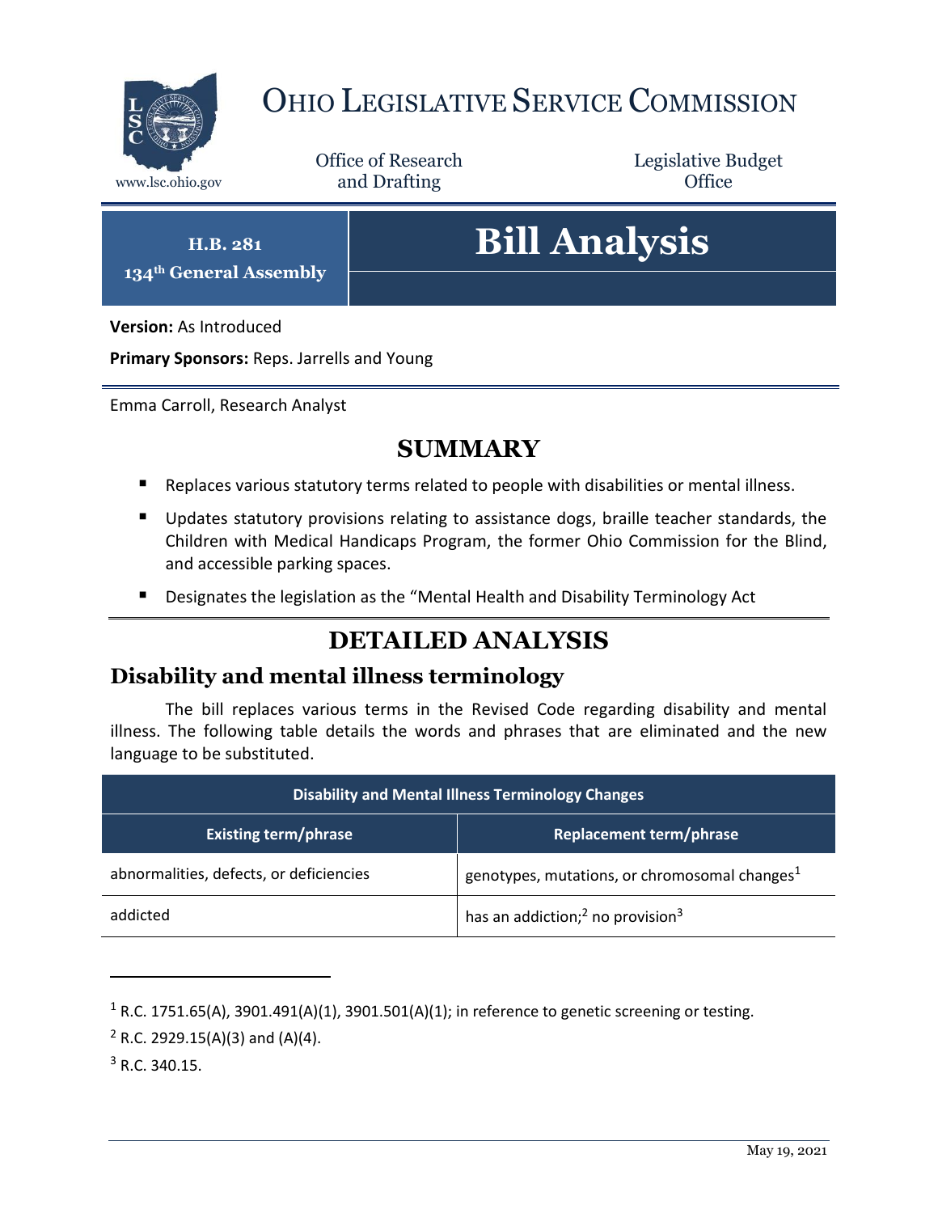# OHIO LEGISLATIVE SERVICE COMMISSION

www.lsc.ohio.gov

Office of Research and Drafting

Legislative Budget Office

**H.B. 281**
**134th General Assembly**

# Bill Analysis

**Version:** As Introduced

**Primary Sponsors:** Reps. Jarrells and Young

Emma Carroll, Research Analyst

## SUMMARY

- Replaces various statutory terms related to people with disabilities or mental illness.
- Updates statutory provisions relating to assistance dogs, braille teacher standards, the Children with Medical Handicaps Program, the former Ohio Commission for the Blind, and accessible parking spaces.
- Designates the legislation as the "Mental Health and Disability Terminology Act

## DETAILED ANALYSIS

### Disability and mental illness terminology

The bill replaces various terms in the Revised Code regarding disability and mental illness. The following table details the words and phrases that are eliminated and the new language to be substituted.

| Disability and Mental Illness Terminology Changes | |
|---|---|
| **Existing term/phrase** | **Replacement term/phrase** |
| abnormalities, defects, or deficiencies | genotypes, mutations, or chromosomal changes[1] |
| addicted | has an addiction;[2] no provision[3] |

[1] R.C. 1751.65(A), 3901.491(A)(1), 3901.501(A)(1); in reference to genetic screening or testing.

[2] R.C. 2929.15(A)(3) and (A)(4).

[3] R.C. 340.15.

May 19, 2021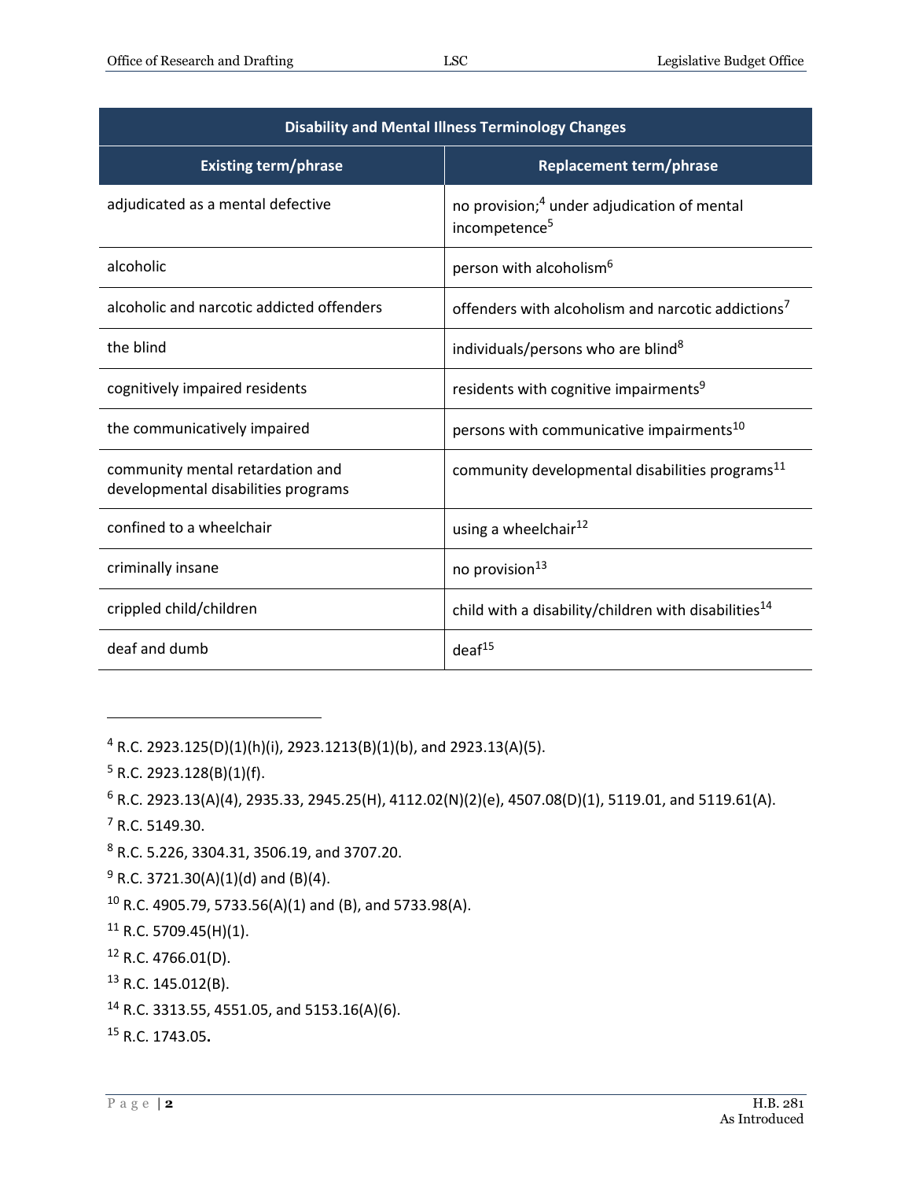| Disability and Mental Illness Terminology Changes | |
|---|---|
| **Existing term/phrase** | **Replacement term/phrase** |
| adjudicated as a mental defective | no provision;[4] under adjudication of mental incompetence[5] |
| alcoholic | person with alcoholism[6] |
| alcoholic and narcotic addicted offenders | offenders with alcoholism and narcotic addictions[7] |
| the blind | individuals/persons who are blind[8] |
| cognitively impaired residents | residents with cognitive impairments[9] |
| the communicatively impaired | persons with communicative impairments[10] |
| community mental retardation and developmental disabilities programs | community developmental disabilities programs[11] |
| confined to a wheelchair | using a wheelchair[12] |
| criminally insane | no provision[13] |
| crippled child/children | child with a disability/children with disabilities[14] |
| deaf and dumb | deaf[15] |

---

[4] R.C. 2923.125(D)(1)(h)(i), 2923.1213(B)(1)(b), and 2923.13(A)(5).

[5] R.C. 2923.128(B)(1)(f).

[6] R.C. 2923.13(A)(4), 2935.33, 2945.25(H), 4112.02(N)(2)(e), 4507.08(D)(1), 5119.01, and 5119.61(A).

[7] R.C. 5149.30.

[8] R.C. 5.226, 3304.31, 3506.19, and 3707.20.

[9] R.C. 3721.30(A)(1)(d) and (B)(4).

[10] R.C. 4905.79, 5733.56(A)(1) and (B), and 5733.98(A).

[11] R.C. 5709.45(H)(1).

[12] R.C. 4766.01(D).

[13] R.C. 145.012(B).

[14] R.C. 3313.55, 4551.05, and 5153.16(A)(6).

[15] R.C. 1743.05**.**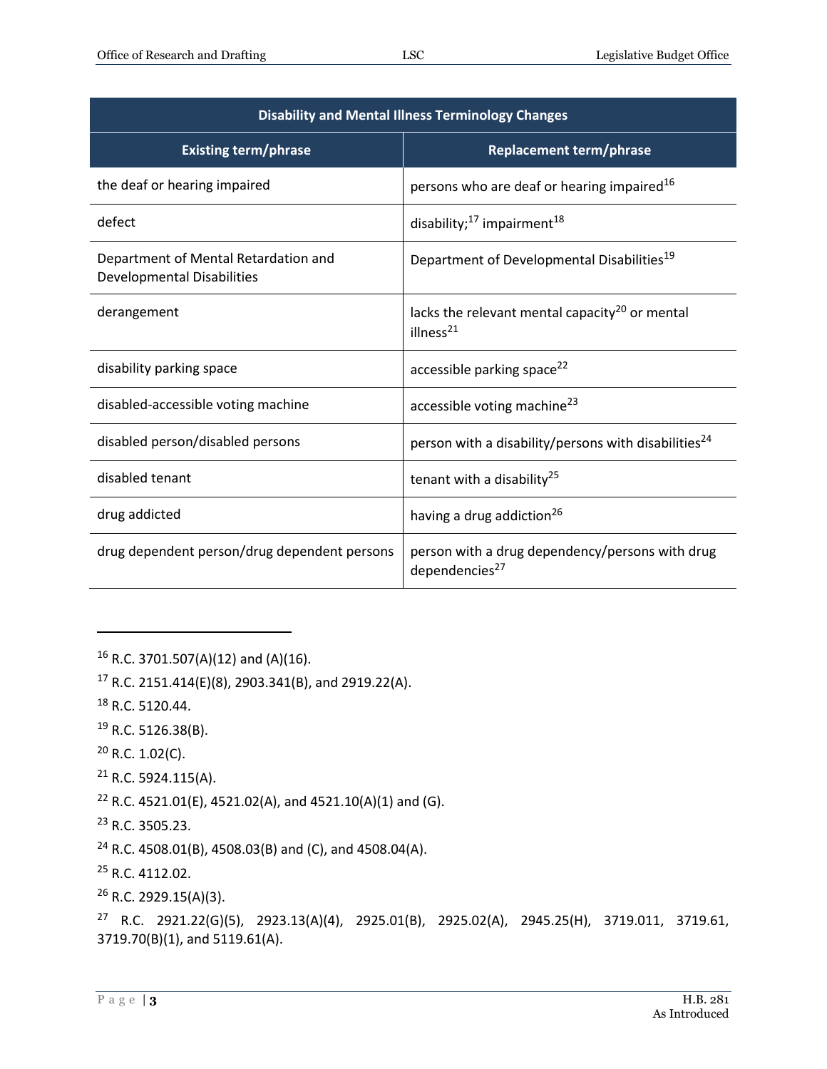| Disability and Mental Illness Terminology Changes | |
|---|---|
| **Existing term/phrase** | **Replacement term/phrase** |
| the deaf or hearing impaired | persons who are deaf or hearing impaired[16] |
| defect | disability;[17] impairment[18] |
| Department of Mental Retardation and Developmental Disabilities | Department of Developmental Disabilities[19] |
| derangement | lacks the relevant mental capacity[20] or mental illness[21] |
| disability parking space | accessible parking space[22] |
| disabled-accessible voting machine | accessible voting machine[23] |
| disabled person/disabled persons | person with a disability/persons with disabilities[24] |
| disabled tenant | tenant with a disability[25] |
| drug addicted | having a drug addiction[26] |
| drug dependent person/drug dependent persons | person with a drug dependency/persons with drug dependencies[27] |

---

[16] R.C. 3701.507(A)(12) and (A)(16).

[17] R.C. 2151.414(E)(8), 2903.341(B), and 2919.22(A).

[18] R.C. 5120.44.

[19] R.C. 5126.38(B).

[20] R.C. 1.02(C).

[21] R.C. 5924.115(A).

[22] R.C. 4521.01(E), 4521.02(A), and 4521.10(A)(1) and (G).

[23] R.C. 3505.23.

[24] R.C. 4508.01(B), 4508.03(B) and (C), and 4508.04(A).

[25] R.C. 4112.02.

[26] R.C. 2929.15(A)(3).

[27] R.C. 2921.22(G)(5), 2923.13(A)(4), 2925.01(B), 2925.02(A), 2945.25(H), 3719.011, 3719.61, 3719.70(B)(1), and 5119.61(A).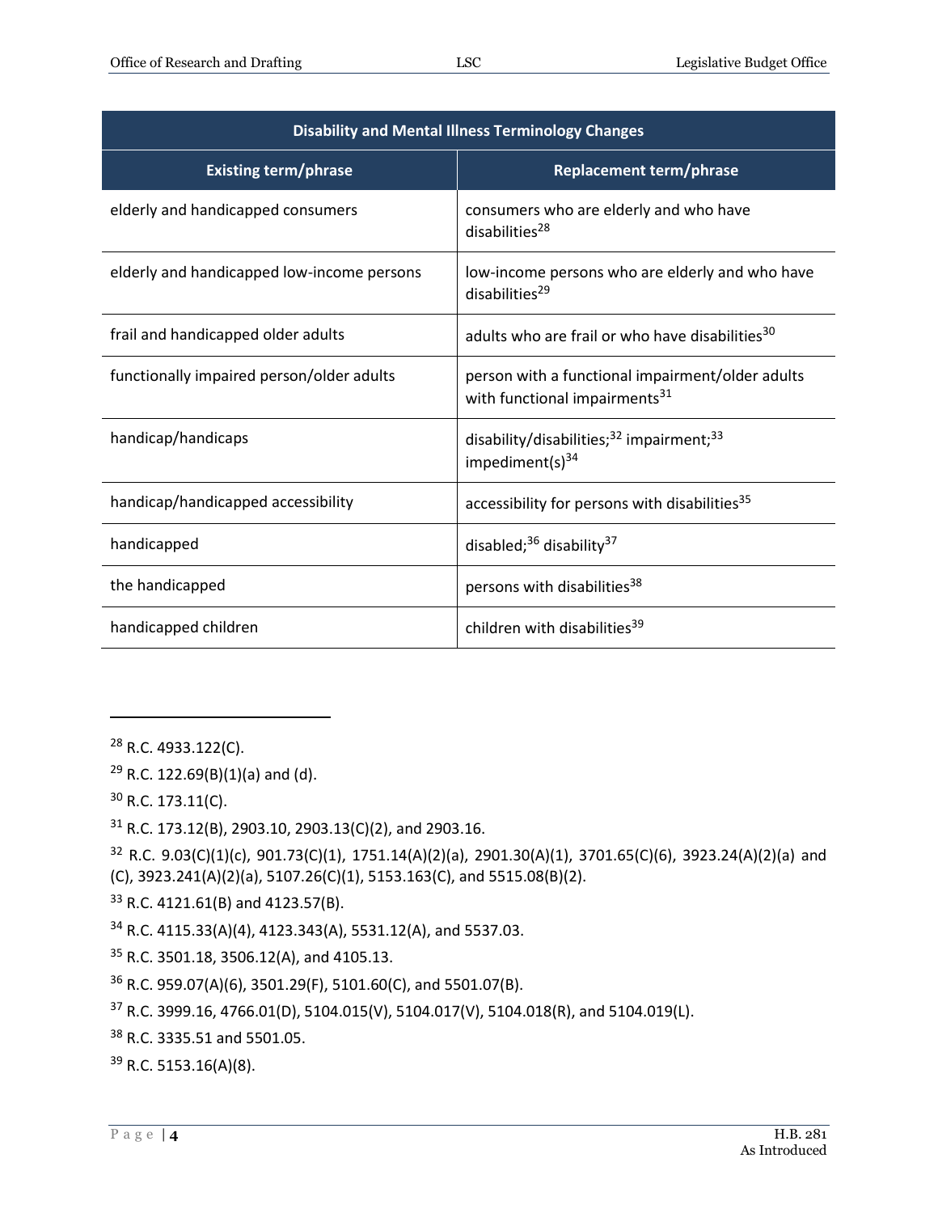| Disability and Mental Illness Terminology Changes | |
|---|---|
| **Existing term/phrase** | **Replacement term/phrase** |
| elderly and handicapped consumers | consumers who are elderly and who have disabilities[28] |
| elderly and handicapped low-income persons | low-income persons who are elderly and who have disabilities[29] |
| frail and handicapped older adults | adults who are frail or who have disabilities[30] |
| functionally impaired person/older adults | person with a functional impairment/older adults with functional impairments[31] |
| handicap/handicaps | disability/disabilities;[32] impairment;[33] impediment(s)[34] |
| handicap/handicapped accessibility | accessibility for persons with disabilities[35] |
| handicapped | disabled;[36] disability[37] |
| the handicapped | persons with disabilities[38] |
| handicapped children | children with disabilities[39] |

[28] R.C. 4933.122(C).

[29] R.C. 122.69(B)(1)(a) and (d).

[30] R.C. 173.11(C).

[31] R.C. 173.12(B), 2903.10, 2903.13(C)(2), and 2903.16.

[32] R.C. 9.03(C)(1)(c), 901.73(C)(1), 1751.14(A)(2)(a), 2901.30(A)(1), 3701.65(C)(6), 3923.24(A)(2)(a) and (C), 3923.241(A)(2)(a), 5107.26(C)(1), 5153.163(C), and 5515.08(B)(2).

[33] R.C. 4121.61(B) and 4123.57(B).

[34] R.C. 4115.33(A)(4), 4123.343(A), 5531.12(A), and 5537.03.

[35] R.C. 3501.18, 3506.12(A), and 4105.13.

[36] R.C. 959.07(A)(6), 3501.29(F), 5101.60(C), and 5501.07(B).

[37] R.C. 3999.16, 4766.01(D), 5104.015(V), 5104.017(V), 5104.018(R), and 5104.019(L).

[38] R.C. 3335.51 and 5501.05.

[39] R.C. 5153.16(A)(8).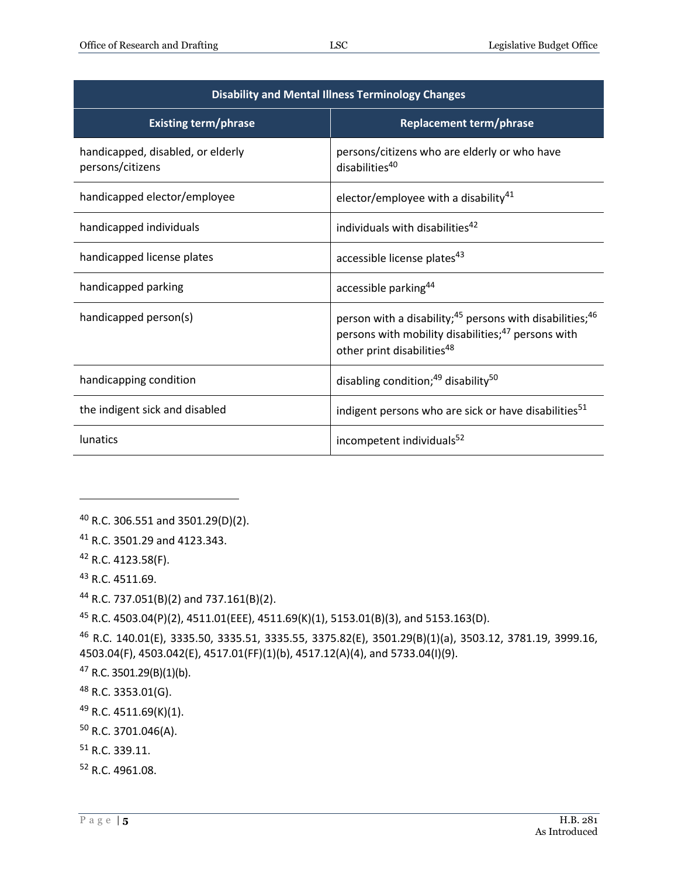| Disability and Mental Illness Terminology Changes | |
|---|---|
| **Existing term/phrase** | **Replacement term/phrase** |
| handicapped, disabled, or elderly persons/citizens | persons/citizens who are elderly or who have disabilities[40] |
| handicapped elector/employee | elector/employee with a disability[41] |
| handicapped individuals | individuals with disabilities[42] |
| handicapped license plates | accessible license plates[43] |
| handicapped parking | accessible parking[44] |
| handicapped person(s) | person with a disability;[45] persons with disabilities;[46] persons with mobility disabilities;[47] persons with other print disabilities[48] |
| handicapping condition | disabling condition;[49] disability[50] |
| the indigent sick and disabled | indigent persons who are sick or have disabilities[51] |
| lunatics | incompetent individuals[52] |

---

[40] R.C. 306.551 and 3501.29(D)(2).

[41] R.C. 3501.29 and 4123.343.

[42] R.C. 4123.58(F).

[43] R.C. 4511.69.

[44] R.C. 737.051(B)(2) and 737.161(B)(2).

[45] R.C. 4503.04(P)(2), 4511.01(EEE), 4511.69(K)(1), 5153.01(B)(3), and 5153.163(D).

[46] R.C. 140.01(E), 3335.50, 3335.51, 3335.55, 3375.82(E), 3501.29(B)(1)(a), 3503.12, 3781.19, 3999.16, 4503.04(F), 4503.042(E), 4517.01(FF)(1)(b), 4517.12(A)(4), and 5733.04(I)(9).

[47] R.C. 3501.29(B)(1)(b).

[48] R.C. 3353.01(G).

[49] R.C. 4511.69(K)(1).

[50] R.C. 3701.046(A).

[51] R.C. 339.11.

[52] R.C. 4961.08.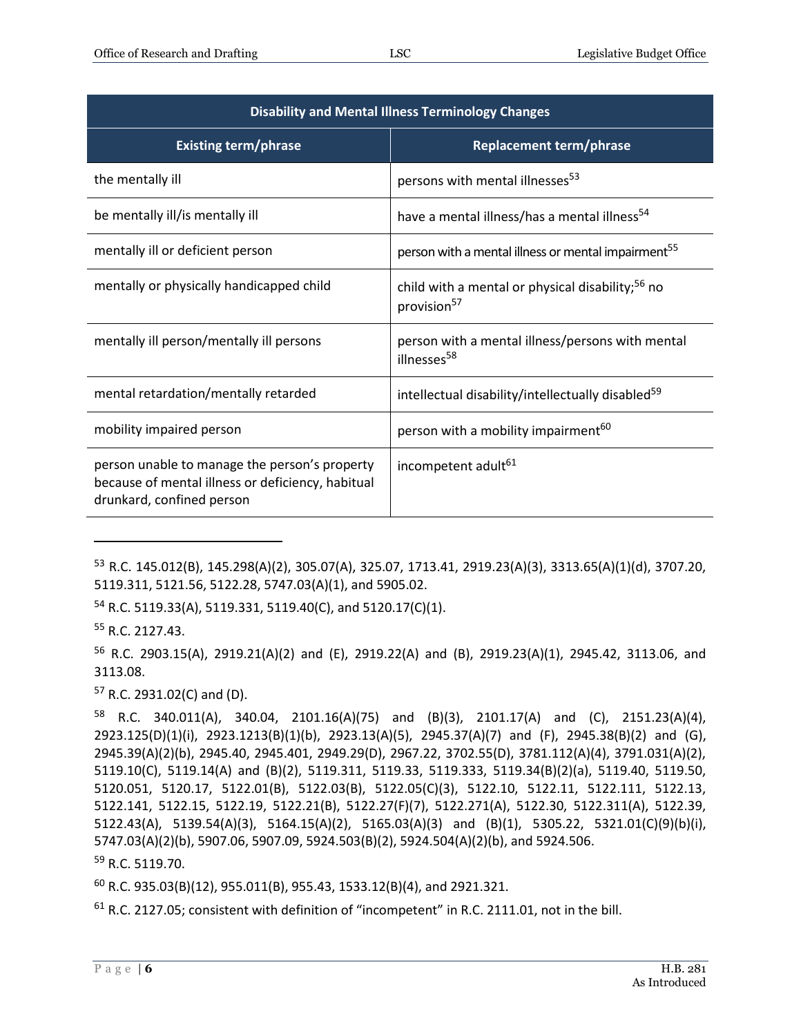| Disability and Mental Illness Terminology Changes | |
|---|---|
| **Existing term/phrase** | **Replacement term/phrase** |
| the mentally ill | persons with mental illnesses[53] |
| be mentally ill/is mentally ill | have a mental illness/has a mental illness[54] |
| mentally ill or deficient person | person with a mental illness or mental impairment[55] |
| mentally or physically handicapped child | child with a mental or physical disability;[56] no provision[57] |
| mentally ill person/mentally ill persons | person with a mental illness/persons with mental illnesses[58] |
| mental retardation/mentally retarded | intellectual disability/intellectually disabled[59] |
| mobility impaired person | person with a mobility impairment[60] |
| person unable to manage the person's property because of mental illness or deficiency, habitual drunkard, confined person | incompetent adult[61] |

---

[53] R.C. 145.012(B), 145.298(A)(2), 305.07(A), 325.07, 1713.41, 2919.23(A)(3), 3313.65(A)(1)(d), 3707.20, 5119.311, 5121.56, 5122.28, 5747.03(A)(1), and 5905.02.

[54] R.C. 5119.33(A), 5119.331, 5119.40(C), and 5120.17(C)(1).

[55] R.C. 2127.43.

[56] R.C. 2903.15(A), 2919.21(A)(2) and (E), 2919.22(A) and (B), 2919.23(A)(1), 2945.42, 3113.06, and 3113.08.

[57] R.C. 2931.02(C) and (D).

[58] R.C. 340.011(A), 340.04, 2101.16(A)(75) and (B)(3), 2101.17(A) and (C), 2151.23(A)(4), 2923.125(D)(1)(i), 2923.1213(B)(1)(b), 2923.13(A)(5), 2945.37(A)(7) and (F), 2945.38(B)(2) and (G), 2945.39(A)(2)(b), 2945.40, 2945.401, 2949.29(D), 2967.22, 3702.55(D), 3781.112(A)(4), 3791.031(A)(2), 5119.10(C), 5119.14(A) and (B)(2), 5119.311, 5119.33, 5119.333, 5119.34(B)(2)(a), 5119.40, 5119.50, 5120.051, 5120.17, 5122.01(B), 5122.03(B), 5122.05(C)(3), 5122.10, 5122.11, 5122.111, 5122.13, 5122.141, 5122.15, 5122.19, 5122.21(B), 5122.27(F)(7), 5122.271(A), 5122.30, 5122.311(A), 5122.39, 5122.43(A), 5139.54(A)(3), 5164.15(A)(2), 5165.03(A)(3) and (B)(1), 5305.22, 5321.01(C)(9)(b)(i), 5747.03(A)(2)(b), 5907.06, 5907.09, 5924.503(B)(2), 5924.504(A)(2)(b), and 5924.506.

[59] R.C. 5119.70.

[60] R.C. 935.03(B)(12), 955.011(B), 955.43, 1533.12(B)(4), and 2921.321.

[61] R.C. 2127.05; consistent with definition of "incompetent" in R.C. 2111.01, not in the bill.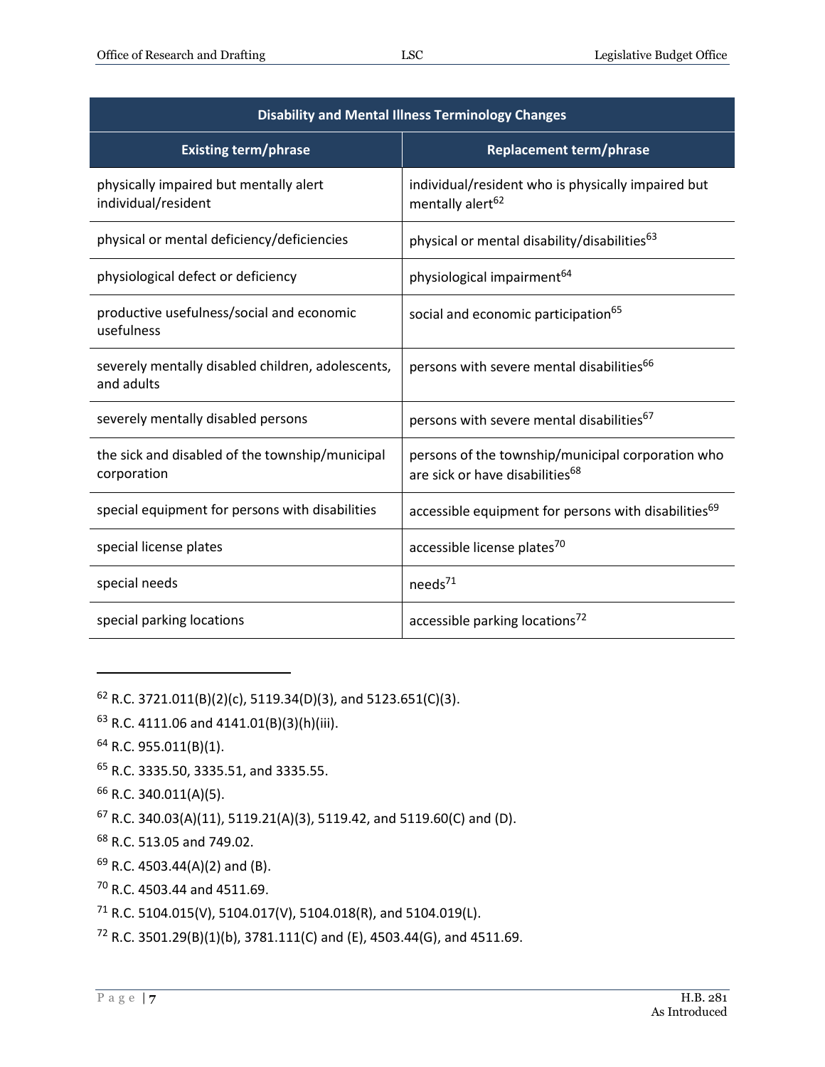| Disability and Mental Illness Terminology Changes | |
|---|---|
| **Existing term/phrase** | **Replacement term/phrase** |
| physically impaired but mentally alert individual/resident | individual/resident who is physically impaired but mentally alert[62] |
| physical or mental deficiency/deficiencies | physical or mental disability/disabilities[63] |
| physiological defect or deficiency | physiological impairment[64] |
| productive usefulness/social and economic usefulness | social and economic participation[65] |
| severely mentally disabled children, adolescents, and adults | persons with severe mental disabilities[66] |
| severely mentally disabled persons | persons with severe mental disabilities[67] |
| the sick and disabled of the township/municipal corporation | persons of the township/municipal corporation who are sick or have disabilities[68] |
| special equipment for persons with disabilities | accessible equipment for persons with disabilities[69] |
| special license plates | accessible license plates[70] |
| special needs | needs[71] |
| special parking locations | accessible parking locations[72] |

---

[62] R.C. 3721.011(B)(2)(c), 5119.34(D)(3), and 5123.651(C)(3).

[63] R.C. 4111.06 and 4141.01(B)(3)(h)(iii).

[64] R.C. 955.011(B)(1).

[65] R.C. 3335.50, 3335.51, and 3335.55.

[66] R.C. 340.011(A)(5).

[67] R.C. 340.03(A)(11), 5119.21(A)(3), 5119.42, and 5119.60(C) and (D).

[68] R.C. 513.05 and 749.02.

[69] R.C. 4503.44(A)(2) and (B).

[70] R.C. 4503.44 and 4511.69.

[71] R.C. 5104.015(V), 5104.017(V), 5104.018(R), and 5104.019(L).

[72] R.C. 3501.29(B)(1)(b), 3781.111(C) and (E), 4503.44(G), and 4511.69.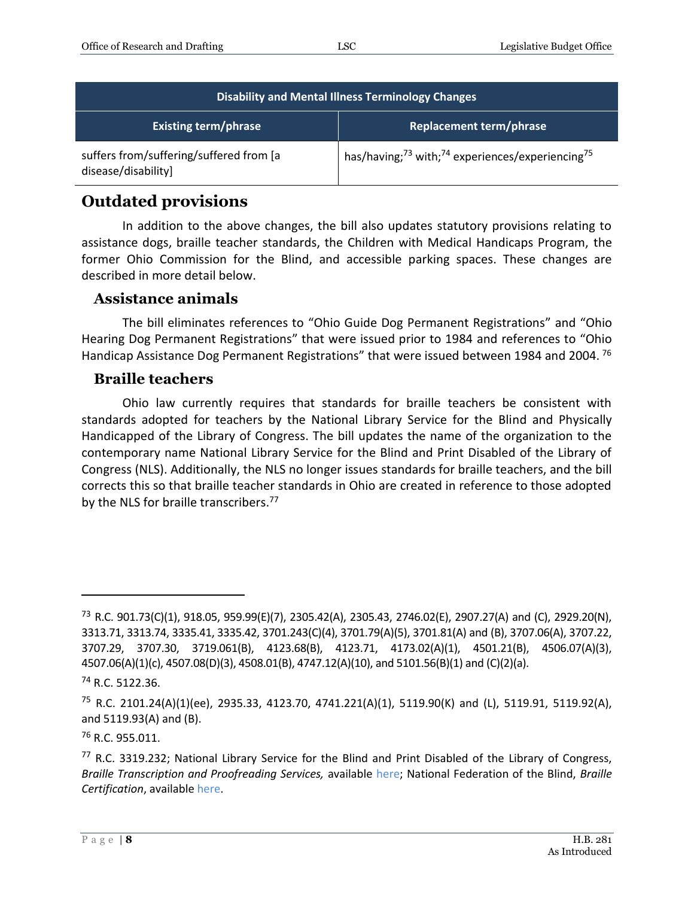| Disability and Mental Illness Terminology Changes | |
|---|---|
| **Existing term/phrase** | **Replacement term/phrase** |
| suffers from/suffering/suffered from [a disease/disability] | has/having;[73] with;[74] experiences/experiencing[75] |

## Outdated provisions

In addition to the above changes, the bill also updates statutory provisions relating to assistance dogs, braille teacher standards, the Children with Medical Handicaps Program, the former Ohio Commission for the Blind, and accessible parking spaces. These changes are described in more detail below.

### Assistance animals

The bill eliminates references to "Ohio Guide Dog Permanent Registrations" and "Ohio Hearing Dog Permanent Registrations" that were issued prior to 1984 and references to "Ohio Handicap Assistance Dog Permanent Registrations" that were issued between 1984 and 2004. [76]

### Braille teachers

Ohio law currently requires that standards for braille teachers be consistent with standards adopted for teachers by the National Library Service for the Blind and Physically Handicapped of the Library of Congress. The bill updates the name of the organization to the contemporary name National Library Service for the Blind and Print Disabled of the Library of Congress (NLS). Additionally, the NLS no longer issues standards for braille teachers, and the bill corrects this so that braille teacher standards in Ohio are created in reference to those adopted by the NLS for braille transcribers.[77]

---

[73] R.C. 901.73(C)(1), 918.05, 959.99(E)(7), 2305.42(A), 2305.43, 2746.02(E), 2907.27(A) and (C), 2929.20(N), 3313.71, 3313.74, 3335.41, 3335.42, 3701.243(C)(4), 3701.79(A)(5), 3701.81(A) and (B), 3707.06(A), 3707.22, 3707.29, 3707.30, 3719.061(B), 4123.68(B), 4123.71, 4173.02(A)(1), 4501.21(B), 4506.07(A)(3), 4507.06(A)(1)(c), 4507.08(D)(3), 4508.01(B), 4747.12(A)(10), and 5101.56(B)(1) and (C)(2)(a).

[74] R.C. 5122.36.

[75] R.C. 2101.24(A)(1)(ee), 2935.33, 4123.70, 4741.221(A)(1), 5119.90(K) and (L), 5119.91, 5119.92(A), and 5119.93(A) and (B).

[76] R.C. 955.011.

[77] R.C. 3319.232; National Library Service for the Blind and Print Disabled of the Library of Congress, *Braille Transcription and Proofreading Services,* available here; National Federation of the Blind, *Braille Certification*, available here.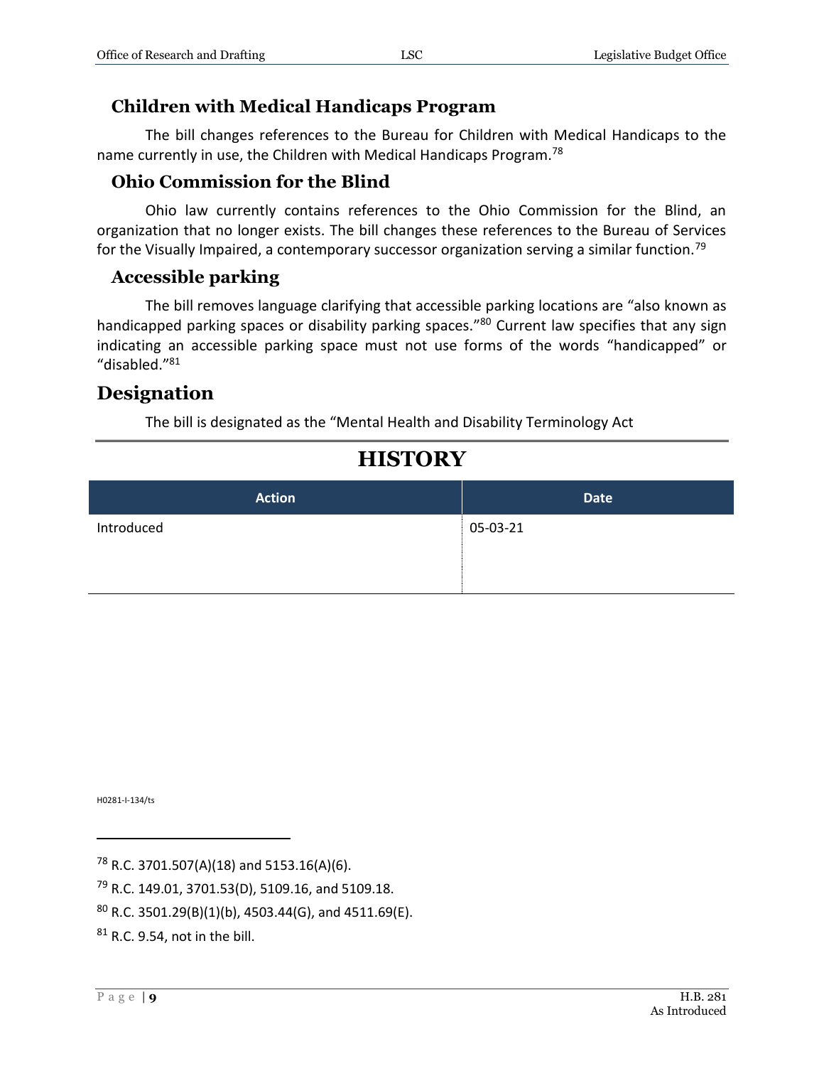### Children with Medical Handicaps Program

The bill changes references to the Bureau for Children with Medical Handicaps to the name currently in use, the Children with Medical Handicaps Program.[78]

### Ohio Commission for the Blind

Ohio law currently contains references to the Ohio Commission for the Blind, an organization that no longer exists. The bill changes these references to the Bureau of Services for the Visually Impaired, a contemporary successor organization serving a similar function.[79]

### Accessible parking

The bill removes language clarifying that accessible parking locations are "also known as handicapped parking spaces or disability parking spaces."[80] Current law specifies that any sign indicating an accessible parking space must not use forms of the words "handicapped" or "disabled."[81]

## Designation

The bill is designated as the "Mental Health and Disability Terminology Act

# HISTORY

| Action | Date |
|---|---|
| Introduced | 05-03-21 |

H0281-I-134/ts

[78] R.C. 3701.507(A)(18) and 5153.16(A)(6).

[79] R.C. 149.01, 3701.53(D), 5109.16, and 5109.18.

[80] R.C. 3501.29(B)(1)(b), 4503.44(G), and 4511.69(E).

[81] R.C. 9.54, not in the bill.